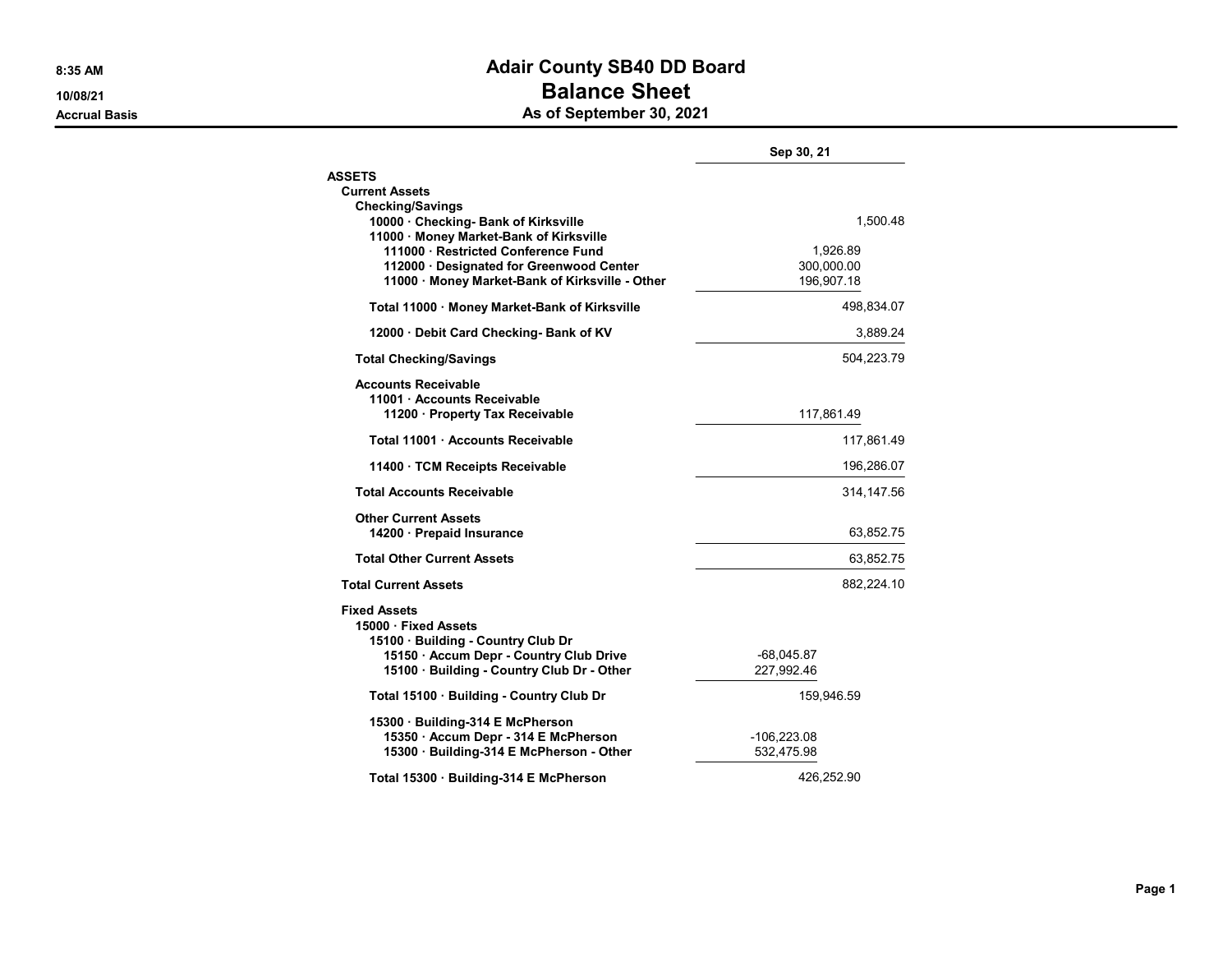# Adair County SB40 DD Board
## Balance Sheet
### As of September 30, 2021

8:35 AM
10/08/21
Accrual Basis

| | Sep 30, 21 | |
|---|---|---|
| **ASSETS** | | |
| **Current Assets** | | |
| **Checking/Savings** | | |
| **10000 · Checking- Bank of Kirksville** | | 1,500.48 |
| **11000 · Money Market-Bank of Kirksville** | | |
| **111000 · Restricted Conference Fund** | 1,926.89 | |
| **112000 · Designated for Greenwood Center** | 300,000.00 | |
| **11000 · Money Market-Bank of Kirksville - Other** | 196,907.18 | |
| **Total 11000 · Money Market-Bank of Kirksville** | | 498,834.07 |
| **12000 · Debit Card Checking- Bank of KV** | | 3,889.24 |
| **Total Checking/Savings** | | 504,223.79 |
| **Accounts Receivable** | | |
| **11001 · Accounts Receivable** | | |
| **11200 · Property Tax Receivable** | 117,861.49 | |
| **Total 11001 · Accounts Receivable** | | 117,861.49 |
| **11400 · TCM Receipts Receivable** | | 196,286.07 |
| **Total Accounts Receivable** | | 314,147.56 |
| **Other Current Assets** | | |
| **14200 · Prepaid Insurance** | | 63,852.75 |
| **Total Other Current Assets** | | 63,852.75 |
| **Total Current Assets** | | 882,224.10 |
| **Fixed Assets** | | |
| **15000 · Fixed Assets** | | |
| **15100 · Building - Country Club Dr** | | |
| **15150 · Accum Depr - Country Club Drive** | -68,045.87 | |
| **15100 · Building - Country Club Dr - Other** | 227,992.46 | |
| **Total 15100 · Building - Country Club Dr** | 159,946.59 | |
| **15300 · Building-314 E McPherson** | | |
| **15350 · Accum Depr - 314 E McPherson** | -106,223.08 | |
| **15300 · Building-314 E McPherson - Other** | 532,475.98 | |
| **Total 15300 · Building-314 E McPherson** | 426,252.90 | |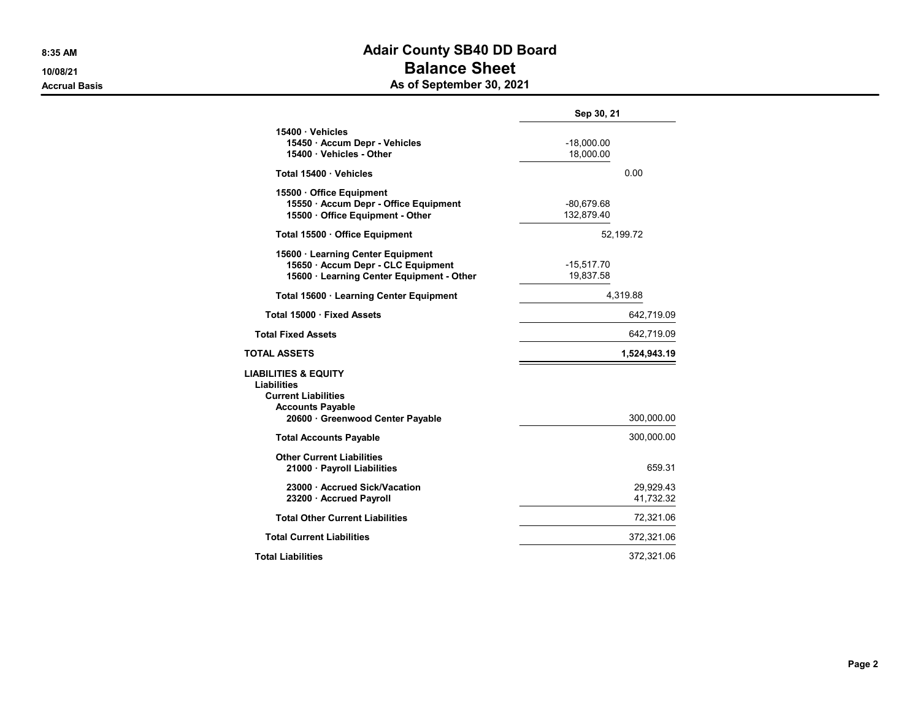# Adair County SB40 DD Board

## Balance Sheet

### As of September 30, 2021

8:35 AM
10/08/21
Accrual Basis

| | | Sep 30, 21 |
|---|---|---|
| **15400 · Vehicles** | | |
| **15450 · Accum Depr - Vehicles** | -18,000.00 | |
| **15400 · Vehicles - Other** | 18,000.00 | |
| **Total 15400 · Vehicles** | | 0.00 |
| **15500 · Office Equipment** | | |
| **15550 · Accum Depr - Office Equipment** | -80,679.68 | |
| **15500 · Office Equipment - Other** | 132,879.40 | |
| **Total 15500 · Office Equipment** | | 52,199.72 |
| **15600 · Learning Center Equipment** | | |
| **15650 · Accum Depr - CLC Equipment** | -15,517.70 | |
| **15600 · Learning Center Equipment - Other** | 19,837.58 | |
| **Total 15600 · Learning Center Equipment** | | 4,319.88 |
| **Total 15000 · Fixed Assets** | | 642,719.09 |
| **Total Fixed Assets** | | 642,719.09 |
| **TOTAL ASSETS** | | **1,524,943.19** |
| **LIABILITIES & EQUITY** | | |
| **Liabilities** | | |
| **Current Liabilities** | | |
| **Accounts Payable** | | |
| **20600 · Greenwood Center Payable** | | 300,000.00 |
| **Total Accounts Payable** | | 300,000.00 |
| **Other Current Liabilities** | | |
| **21000 · Payroll Liabilities** | | 659.31 |
| **23000 · Accrued Sick/Vacation** | | 29,929.43 |
| **23200 · Accrued Payroll** | | 41,732.32 |
| **Total Other Current Liabilities** | | 72,321.06 |
| **Total Current Liabilities** | | 372,321.06 |
| **Total Liabilities** | | 372,321.06 |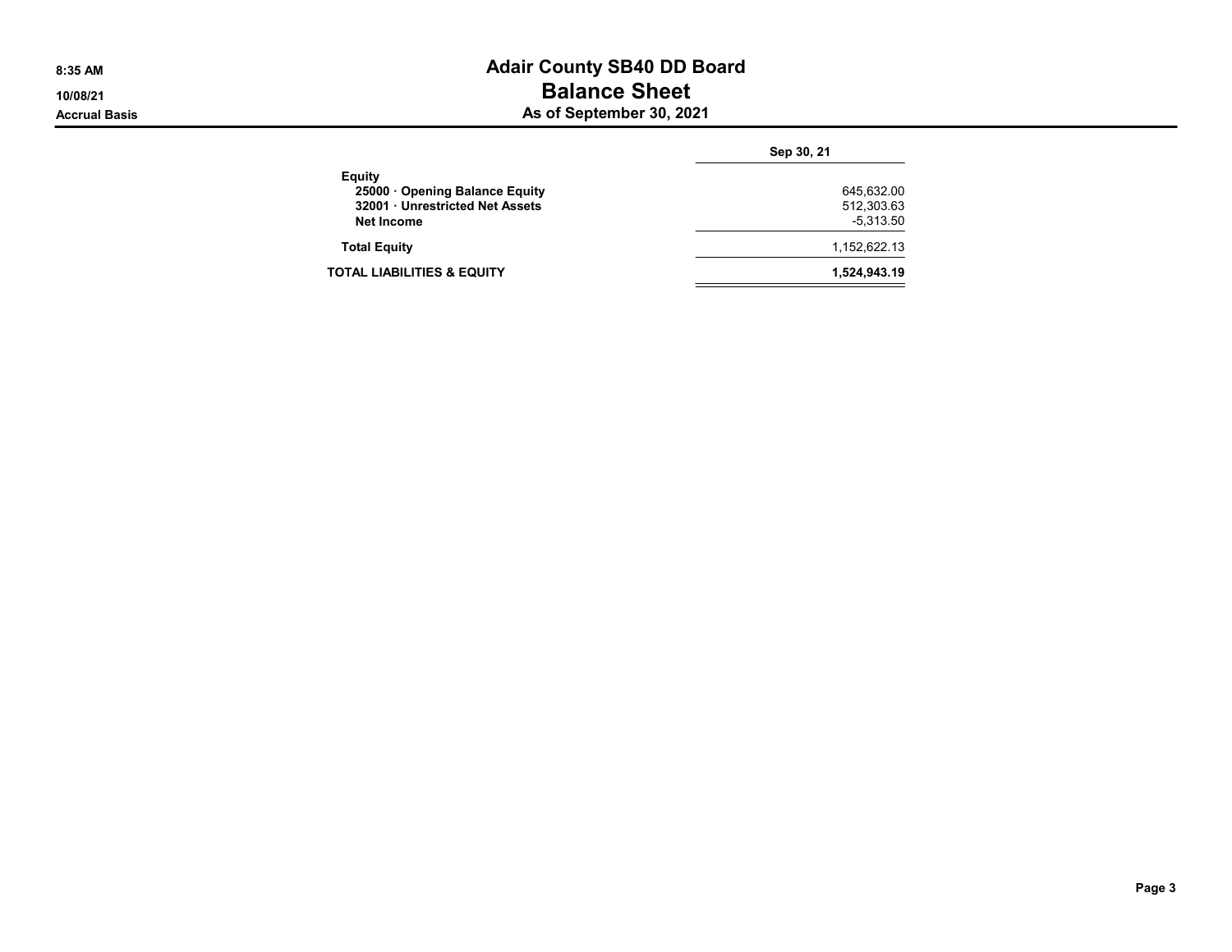# Adair County SB40 DD Board

## Balance Sheet

### As of September 30, 2021

8:35 AM
10/08/21
Accrual Basis

| | Sep 30, 21 |
|---|---|
| **Equity** | |
| **25000 · Opening Balance Equity** | 645,632.00 |
| **32001 · Unrestricted Net Assets** | 512,303.63 |
| **Net Income** | -5,313.50 |
| **Total Equity** | 1,152,622.13 |
| **TOTAL LIABILITIES & EQUITY** | **1,524,943.19** |